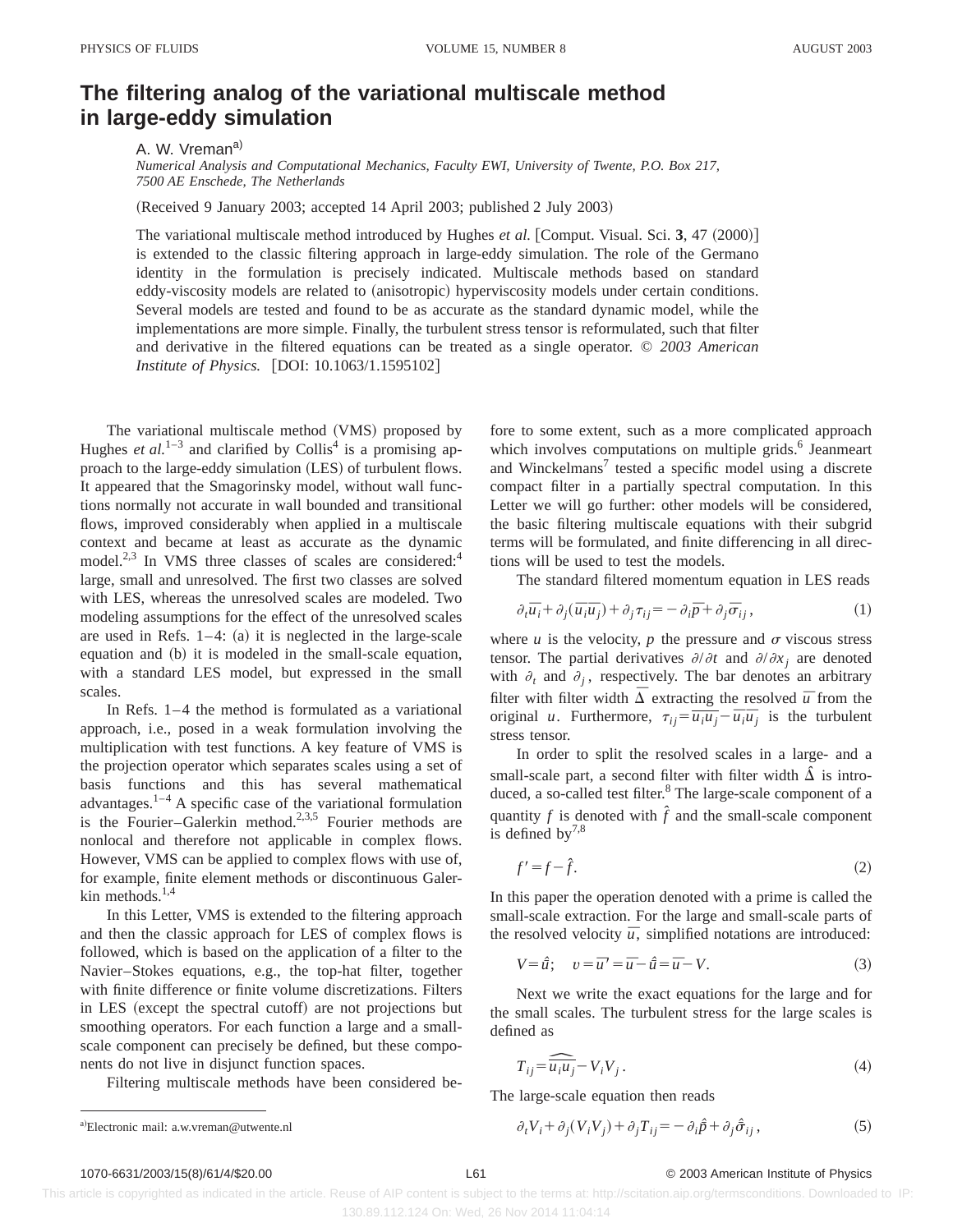# The filtering analog of the variational multiscale method in large-eddy simulation

A. W. Vreman[a]

*Numerical Analysis and Computational Mechanics, Faculty EWI, University of Twente, P.O. Box 217, 7500 AE Enschede, The Netherlands*

(Received 9 January 2003; accepted 14 April 2003; published 2 July 2003)

The variational multiscale method introduced by Hughes *et al.* [Comput. Visual. Sci. **3**, 47 (2000)] is extended to the classic filtering approach in large-eddy simulation. The role of the Germano identity in the formulation is precisely indicated. Multiscale methods based on standard eddy-viscosity models are related to (anisotropic) hyperviscosity models under certain conditions. Several models are tested and found to be as accurate as the standard dynamic model, while the implementations are more simple. Finally, the turbulent stress tensor is reformulated, such that filter and derivative in the filtered equations can be treated as a single operator. © *2003 American Institute of Physics.* [DOI: 10.1063/1.1595102]

The variational multiscale method (VMS) proposed by Hughes *et al.*[1–3] and clarified by Collis[4] is a promising approach to the large-eddy simulation (LES) of turbulent flows. It appeared that the Smagorinsky model, without wall functions normally not accurate in wall bounded and transitional flows, improved considerably when applied in a multiscale context and became at least as accurate as the dynamic model.[2,3] In VMS three classes of scales are considered:[4] large, small and unresolved. The first two classes are solved with LES, whereas the unresolved scales are modeled. Two modeling assumptions for the effect of the unresolved scales are used in Refs. 1–4: (a) it is neglected in the large-scale equation and (b) it is modeled in the small-scale equation, with a standard LES model, but expressed in the small scales.

In Refs. 1–4 the method is formulated as a variational approach, i.e., posed in a weak formulation involving the multiplication with test functions. A key feature of VMS is the projection operator which separates scales using a set of basis functions and this has several mathematical advantages.[1–4] A specific case of the variational formulation is the Fourier–Galerkin method.[2,3,5] Fourier methods are nonlocal and therefore not applicable in complex flows. However, VMS can be applied to complex flows with use of, for example, finite element methods or discontinuous Galerkin methods.[1,4]

In this Letter, VMS is extended to the filtering approach and then the classic approach for LES of complex flows is followed, which is based on the application of a filter to the Navier–Stokes equations, e.g., the top-hat filter, together with finite difference or finite volume discretizations. Filters in LES (except the spectral cutoff) are not projections but smoothing operators. For each function a large and a small-scale component can precisely be defined, but these components do not live in disjunct function spaces.

Filtering multiscale methods have been considered before to some extent, such as a more complicated approach which involves computations on multiple grids.[6] Jeanmeart and Winckelmans[7] tested a specific model using a discrete compact filter in a partially spectral computation. In this Letter we will go further: other models will be considered, the basic filtering multiscale equations with their subgrid terms will be formulated, and finite differencing in all directions will be used to test the models.

The standard filtered momentum equation in LES reads

$$\partial_t \overline{u}_i + \partial_j (\overline{u}_i \overline{u}_j) + \partial_j \tau_{ij} = -\partial_i \overline{p} + \partial_j \overline{\sigma}_{ij}, \tag{1}$$

where $u$ is the velocity, $p$ the pressure and $\sigma$ viscous stress tensor. The partial derivatives $\partial/\partial t$ and $\partial/\partial x_j$ are denoted with $\partial_t$ and $\partial_j$, respectively. The bar denotes an arbitrary filter with filter width $\overline{\Delta}$ extracting the resolved $\overline{u}$ from the original $u$. Furthermore, $\tau_{ij} = \overline{u_i u_j} - \overline{u}_i \overline{u}_j$ is the turbulent stress tensor.

In order to split the resolved scales in a large- and a small-scale part, a second filter with filter width $\hat{\Delta}$ is introduced, a so-called test filter.[8] The large-scale component of a quantity $f$ is denoted with $\hat{f}$ and the small-scale component is defined by[7,8]

$$f' = f - \hat{f}. \tag{2}$$

In this paper the operation denoted with a prime is called the small-scale extraction. For the large and small-scale parts of the resolved velocity $\overline{u}$, simplified notations are introduced:

$$V = \hat{\overline{u}}; \quad v = \overline{u}' = \overline{u} - \hat{\overline{u}} = \overline{u} - V. \tag{3}$$

Next we write the exact equations for the large and for the small scales. The turbulent stress for the large scales is defined as

$$T_{ij} = \widehat{\overline{u_i u_j}} - V_i V_j. \tag{4}$$

The large-scale equation then reads

$$\partial_t V_i + \partial_j (V_i V_j) + \partial_j T_{ij} = -\partial_i \hat{\overline{p}} + \partial_j \hat{\overline{\sigma}}_{ij}, \tag{5}$$

[a]Electronic mail: a.w.vreman@utwente.nl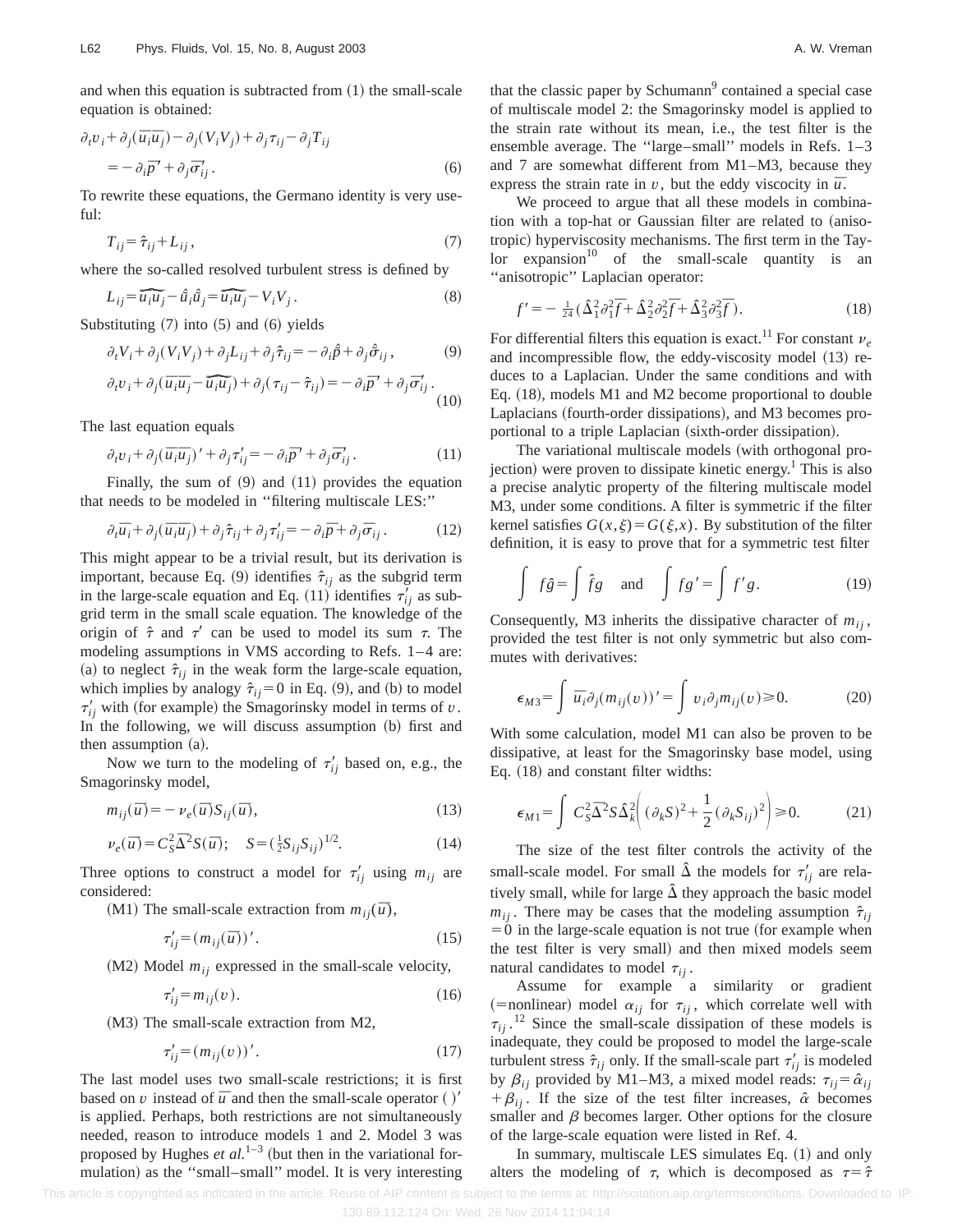and when this equation is subtracted from (1) the small-scale equation is obtained:

$$\partial_t v_i + \partial_j(\overline{u_i u_j}) - \partial_j(V_i V_j) + \partial_j \tau_{ij} - \partial_j T_{ij} = -\partial_i \overline{p}' + \partial_j \overline{\sigma}'_{ij}. \tag{6}$$

To rewrite these equations, the Germano identity is very useful:

$$T_{ij} = \hat{\tau}_{ij} + L_{ij}, \tag{7}$$

where the so-called resolved turbulent stress is defined by

$$L_{ij} = \widehat{\overline{u}_i \overline{u}_j} - \hat{\overline{u}}_i \hat{\overline{u}}_j = \widehat{\overline{u}_i \overline{u}_j} - V_i V_j. \tag{8}$$

Substituting (7) into (5) and (6) yields

$$\partial_t V_i + \partial_j(V_i V_j) + \partial_j L_{ij} + \partial_j \hat{\tau}_{ij} = -\partial_i \hat{\overline{p}} + \partial_j \hat{\overline{\sigma}}_{ij}, \tag{9}$$

$$\partial_t v_i + \partial_j(\overline{u}_i\overline{u}_j - \widehat{\overline{u}_i \overline{u}_j}) + \partial_j(\tau_{ij} - \hat{\tau}_{ij}) = -\partial_i \overline{p}' + \partial_j \overline{\sigma}'_{ij}. \tag{10}$$

The last equation equals

$$\partial_t v_i + \partial_j(\overline{u}_i \overline{u}_j)' + \partial_j \tau'_{ij} = -\partial_i \overline{p}' + \partial_j \overline{\sigma}'_{ij}. \tag{11}$$

Finally, the sum of (9) and (11) provides the equation that needs to be modeled in "filtering multiscale LES:"

$$\partial_t \overline{u}_i + \partial_j(\overline{u}_i \overline{u}_j) + \partial_j \hat{\tau}_{ij} + \partial_j \tau'_{ij} = -\partial_i \overline{p} + \partial_j \overline{\sigma}_{ij}. \tag{12}$$

This might appear to be a trivial result, but its derivation is important, because Eq. (9) identifies $\hat{\tau}_{ij}$ as the subgrid term in the large-scale equation and Eq. (11) identifies $\tau'_{ij}$ as subgrid term in the small scale equation. The knowledge of the origin of $\hat{\tau}$ and $\tau'$ can be used to model its sum $\tau$. The modeling assumptions in VMS according to Refs. 1–4 are: (a) to neglect $\hat{\tau}_{ij}$ in the weak form the large-scale equation, which implies by analogy $\hat{\tau}_{ij} = 0$ in Eq. (9), and (b) to model $\tau'_{ij}$ with (for example) the Smagorinsky model in terms of $v$. In the following, we will discuss assumption (b) first and then assumption (a).

Now we turn to the modeling of $\tau'_{ij}$ based on, e.g., the Smagorinsky model,

$$m_{ij}(\overline{u}) = -\nu_e(\overline{u}) S_{ij}(\overline{u}), \tag{13}$$

$$\nu_e(\overline{u}) = C_S^2 \overline{\Delta}^2 S(\overline{u}); \quad S = (\tfrac{1}{2} S_{ij} S_{ij})^{1/2}. \tag{14}$$

Three options to construct a model for $\tau'_{ij}$ using $m_{ij}$ are considered:

(M1) The small-scale extraction from $m_{ij}(\overline{u})$,

$$\tau'_{ij} = (m_{ij}(\overline{u}))'. \tag{15}$$

(M2) Model $m_{ij}$ expressed in the small-scale velocity,

$$\tau'_{ij} = m_{ij}(v). \tag{16}$$

(M3) The small-scale extraction from M2,

$$\tau'_{ij} = (m_{ij}(v))'. \tag{17}$$

The last model uses two small-scale restrictions; it is first based on $v$ instead of $\overline{u}$ and then the small-scale operator $(\,)'$ is applied. Perhaps, both restrictions are not simultaneously needed, reason to introduce models 1 and 2. Model 3 was proposed by Hughes *et al.*[1–3] (but then in the variational formulation) as the "small–small" model. It is very interesting that the classic paper by Schumann[9] contained a special case of multiscale model 2: the Smagorinsky model is applied to the strain rate without its mean, i.e., the test filter is the ensemble average. The "large–small" models in Refs. 1–3 and 7 are somewhat different from M1–M3, because they express the strain rate in $v$, but the eddy viscocity in $\overline{u}$.

We proceed to argue that all these models in combination with a top-hat or Gaussian filter are related to (anisotropic) hyperviscosity mechanisms. The first term in the Taylor expansion[10] of the small-scale quantity is an "anisotropic" Laplacian operator:

$$f' = -\tfrac{1}{24}(\hat{\Delta}_1^2 \partial_1^2 \overline{f} + \hat{\Delta}_2^2 \partial_2^2 \overline{f} + \hat{\Delta}_3^2 \partial_3^2 \overline{f}). \tag{18}$$

For differential filters this equation is exact.[11] For constant $\nu_e$ and incompressible flow, the eddy-viscosity model (13) reduces to a Laplacian. Under the same conditions and with Eq. (18), models M1 and M2 become proportional to double Laplacians (fourth-order dissipations), and M3 becomes proportional to a triple Laplacian (sixth-order dissipation).

The variational multiscale models (with orthogonal projection) were proven to dissipate kinetic energy.[1] This is also a precise analytic property of the filtering multiscale model M3, under some conditions. A filter is symmetric if the filter kernel satisfies $G(x,\xi) = G(\xi,x)$. By substitution of the filter definition, it is easy to prove that for a symmetric test filter

$$\int f\hat{g} = \int \hat{f} g \quad \text{and} \quad \int f g' = \int f' g. \tag{19}$$

Consequently, M3 inherits the dissipative character of $m_{ij}$, provided the test filter is not only symmetric but also commutes with derivatives:

$$\epsilon_{M3} = \int \overline{u}_i \partial_j (m_{ij}(v))' = \int v_i \partial_j m_{ij}(v) \geq 0. \tag{20}$$

With some calculation, model M1 can also be proven to be dissipative, at least for the Smagorinsky base model, using Eq. (18) and constant filter widths:

$$\epsilon_{M1} = \int C_S^2 \overline{\Delta}^2 S \hat{\Delta}_k^2 \left( (\partial_k S)^2 + \frac{1}{2} (\partial_k S_{ij})^2 \right) \geq 0. \tag{21}$$

The size of the test filter controls the activity of the small-scale model. For small $\hat{\Delta}$ the models for $\tau'_{ij}$ are relatively small, while for large $\hat{\Delta}$ they approach the basic model $m_{ij}$. There may be cases that the modeling assumption $\hat{\tau}_{ij} = 0$ in the large-scale equation is not true (for example when the test filter is very small) and then mixed models seem natural candidates to model $\tau_{ij}$.

Assume for example a similarity or gradient (=nonlinear) model $\alpha_{ij}$ for $\tau_{ij}$, which correlate well with $\tau_{ij}$.[12] Since the small-scale dissipation of these models is inadequate, they could be proposed to model the large-scale turbulent stress $\hat{\tau}_{ij}$ only. If the small-scale part $\tau'_{ij}$ is modeled by $\beta_{ij}$ provided by M1–M3, a mixed model reads: $\tau_{ij} = \hat{\alpha}_{ij} + \beta_{ij}$. If the size of the test filter increases, $\hat{\alpha}$ becomes smaller and $\beta$ becomes larger. Other options for the closure of the large-scale equation were listed in Ref. 4.

In summary, multiscale LES simulates Eq. (1) and only alters the modeling of $\tau$, which is decomposed as $\tau = \hat{\tau}$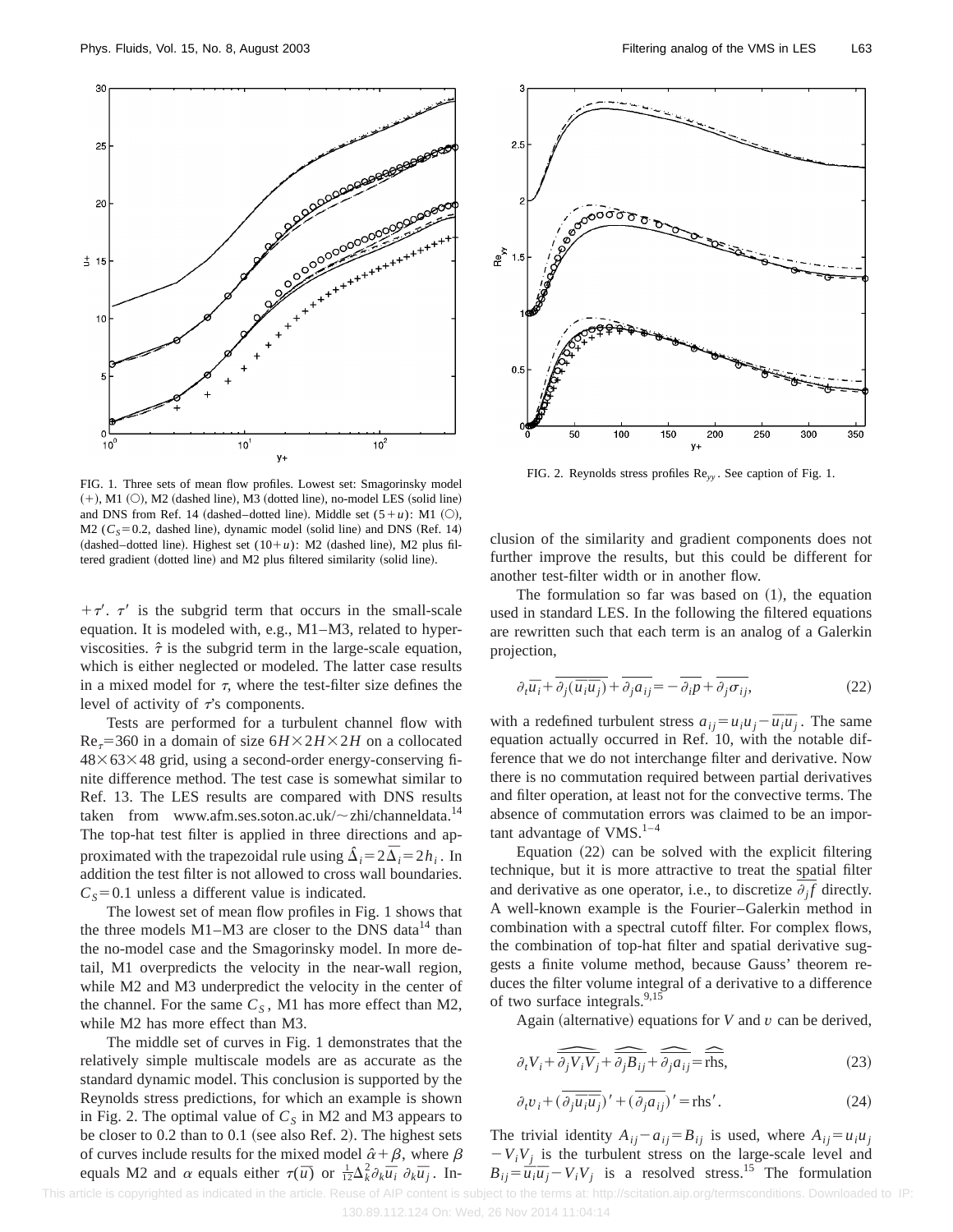FIG. 1. Three sets of mean flow profiles. Lowest set: Smagorinsky model (+), M1 (○), M2 (dashed line), M3 (dotted line), no-model LES (solid line) and DNS from Ref. 14 (dashed–dotted line). Middle set $(5+u)$: M1 (○), M2 ($C_S=0.2$, dashed line), dynamic model (solid line) and DNS (Ref. 14) (dashed–dotted line). Highest set $(10+u)$: M2 (dashed line), M2 plus filtered gradient (dotted line) and M2 plus filtered similarity (solid line).

FIG. 2. Reynolds stress profiles $\mathrm{Re}_{yy}$. See caption of Fig. 1.

$+\tau'$. $\tau'$ is the subgrid term that occurs in the small-scale equation. It is modeled with, e.g., M1–M3, related to hyperviscosities. $\hat{\tau}$ is the subgrid term in the large-scale equation, which is either neglected or modeled. The latter case results in a mixed model for $\tau$, where the test-filter size defines the level of activity of $\tau$'s components.

Tests are performed for a turbulent channel flow with $\mathrm{Re}_\tau=360$ in a domain of size $6H\times 2H\times 2H$ on a collocated $48\times 63\times 48$ grid, using a second-order energy-conserving finite difference method. The test case is somewhat similar to Ref. 13. The LES results are compared with DNS results taken from www.afm.ses.soton.ac.uk/~zhi/channeldata.[14] The top-hat test filter is applied in three directions and approximated with the trapezoidal rule using $\hat{\Delta}_i=2\bar{\Delta}_i=2h_i$. In addition the test filter is not allowed to cross wall boundaries. $C_S=0.1$ unless a different value is indicated.

The lowest set of mean flow profiles in Fig. 1 shows that the three models M1–M3 are closer to the DNS data[14] than the no-model case and the Smagorinsky model. In more detail, M1 overpredicts the velocity in the near-wall region, while M2 and M3 underpredict the velocity in the center of the channel. For the same $C_S$, M1 has more effect than M2, while M2 has more effect than M3.

The middle set of curves in Fig. 1 demonstrates that the relatively simple multiscale models are as accurate as the standard dynamic model. This conclusion is supported by the Reynolds stress predictions, for which an example is shown in Fig. 2. The optimal value of $C_S$ in M2 and M3 appears to be closer to 0.2 than to 0.1 (see also Ref. 2). The highest sets of curves include results for the mixed model $\hat{\alpha}+\beta$, where $\beta$ equals M2 and $\alpha$ equals either $\tau(\bar{u})$ or $\frac{1}{12}\Delta_k^2\partial_k\bar{u}_i\,\partial_k\bar{u}_j$. Inclusion of the similarity and gradient components does not further improve the results, but this could be different for another test-filter width or in another flow.

The formulation so far was based on (1), the equation used in standard LES. In the following the filtered equations are rewritten such that each term is an analog of a Galerkin projection,

$$\partial_t\bar{u}_i+\overline{\partial_j(\overline{u_i u_j})}+\overline{\partial_j a_{ij}}=-\overline{\partial_i p}+\overline{\partial_j\sigma_{ij}},\tag{22}$$

with a redefined turbulent stress $a_{ij}=u_iu_j-\overline{u_iu_j}$. The same equation actually occurred in Ref. 10, with the notable difference that we do not interchange filter and derivative. Now there is no commutation required between partial derivatives and filter operation, at least not for the convective terms. The absence of commutation errors was claimed to be an important advantage of VMS.[1–4]

Equation (22) can be solved with the explicit filtering technique, but it is more attractive to treat the spatial filter and derivative as one operator, i.e., to discretize $\overline{\partial_j f}$ directly. A well-known example is the Fourier–Galerkin method in combination with a spectral cutoff filter. For complex flows, the combination of top-hat filter and spatial derivative suggests a finite volume method, because Gauss' theorem reduces the filter volume integral of a derivative to a difference of two surface integrals.[9,15]

Again (alternative) equations for $V$ and $v$ can be derived,

$$\partial_t V_i+\widehat{\overline{\partial_j V_iV_j}}+\widehat{\overline{\partial_j B_{ij}}}+\widehat{\overline{\partial_j a_{ij}}}=\widehat{\overline{\mathrm{rhs}}},\tag{23}$$

$$\partial_t v_i+(\overline{\partial_j\overline{u_iu_j}})'+(\overline{\partial_j a_{ij}})'=\mathrm{rhs}'.\tag{24}$$

The trivial identity $A_{ij}-a_{ij}=B_{ij}$ is used, where $A_{ij}=u_iu_j-V_iV_j$ is the turbulent stress on the large-scale level and $B_{ij}=\overline{u_iu_j}-V_iV_j$ is a resolved stress.[15] The formulation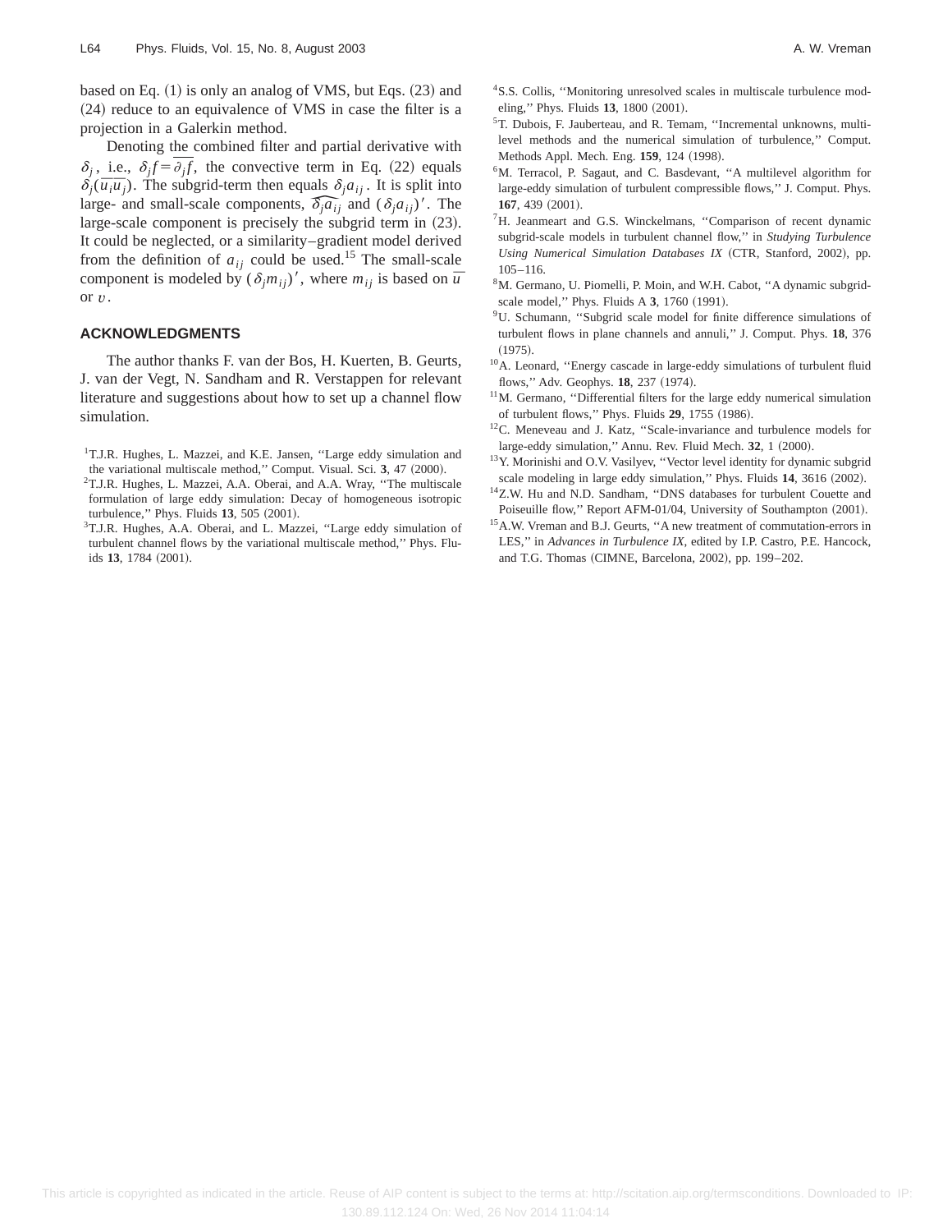based on Eq. (1) is only an analog of VMS, but Eqs. (23) and (24) reduce to an equivalence of VMS in case the filter is a projection in a Galerkin method.

Denoting the combined filter and partial derivative with $\delta_j$, i.e., $\delta_j f = \overline{\partial_j f}$, the convective term in Eq. (22) equals $\delta_j(\overline{u_i u_j})$. The subgrid-term then equals $\delta_j a_{ij}$. It is split into large- and small-scale components, $\widehat{\delta_j a_{ij}}$ and $(\delta_j a_{ij})'$. The large-scale component is precisely the subgrid term in (23). It could be neglected, or a similarity–gradient model derived from the definition of $a_{ij}$ could be used.[15] The small-scale component is modeled by $(\delta_j m_{ij})'$, where $m_{ij}$ is based on $\overline{u}$ or $v$.

## ACKNOWLEDGMENTS

The author thanks F. van der Bos, H. Kuerten, B. Geurts, J. van der Vegt, N. Sandham and R. Verstappen for relevant literature and suggestions about how to set up a channel flow simulation.

[1] T.J.R. Hughes, L. Mazzei, and K.E. Jansen, ''Large eddy simulation and the variational multiscale method,'' Comput. Visual. Sci. **3**, 47 (2000).

[2] T.J.R. Hughes, L. Mazzei, A.A. Oberai, and A.A. Wray, ''The multiscale formulation of large eddy simulation: Decay of homogeneous isotropic turbulence,'' Phys. Fluids **13**, 505 (2001).

[3] T.J.R. Hughes, A.A. Oberai, and L. Mazzei, ''Large eddy simulation of turbulent channel flows by the variational multiscale method,'' Phys. Fluids **13**, 1784 (2001).

[4] S.S. Collis, ''Monitoring unresolved scales in multiscale turbulence modeling,'' Phys. Fluids **13**, 1800 (2001).

[5] T. Dubois, F. Jauberteau, and R. Temam, ''Incremental unknowns, multilevel methods and the numerical simulation of turbulence,'' Comput. Methods Appl. Mech. Eng. **159**, 124 (1998).

[6] M. Terracol, P. Sagaut, and C. Basdevant, ''A multilevel algorithm for large-eddy simulation of turbulent compressible flows,'' J. Comput. Phys. **167**, 439 (2001).

[7] H. Jeanmeart and G.S. Winckelmans, ''Comparison of recent dynamic subgrid-scale models in turbulent channel flow,'' in *Studying Turbulence Using Numerical Simulation Databases IX* (CTR, Stanford, 2002), pp. 105–116.

[8] M. Germano, U. Piomelli, P. Moin, and W.H. Cabot, ''A dynamic subgrid-scale model,'' Phys. Fluids A **3**, 1760 (1991).

[9] U. Schumann, ''Subgrid scale model for finite difference simulations of turbulent flows in plane channels and annuli,'' J. Comput. Phys. **18**, 376 (1975).

[10] A. Leonard, ''Energy cascade in large-eddy simulations of turbulent fluid flows,'' Adv. Geophys. **18**, 237 (1974).

[11] M. Germano, ''Differential filters for the large eddy numerical simulation of turbulent flows,'' Phys. Fluids **29**, 1755 (1986).

[12] C. Meneveau and J. Katz, ''Scale-invariance and turbulence models for large-eddy simulation,'' Annu. Rev. Fluid Mech. **32**, 1 (2000).

[13] Y. Morinishi and O.V. Vasilyev, ''Vector level identity for dynamic subgrid scale modeling in large eddy simulation,'' Phys. Fluids **14**, 3616 (2002).

[14] Z.W. Hu and N.D. Sandham, ''DNS databases for turbulent Couette and Poiseuille flow,'' Report AFM-01/04, University of Southampton (2001).

[15] A.W. Vreman and B.J. Geurts, ''A new treatment of commutation-errors in LES,'' in *Advances in Turbulence IX*, edited by I.P. Castro, P.E. Hancock, and T.G. Thomas (CIMNE, Barcelona, 2002), pp. 199–202.